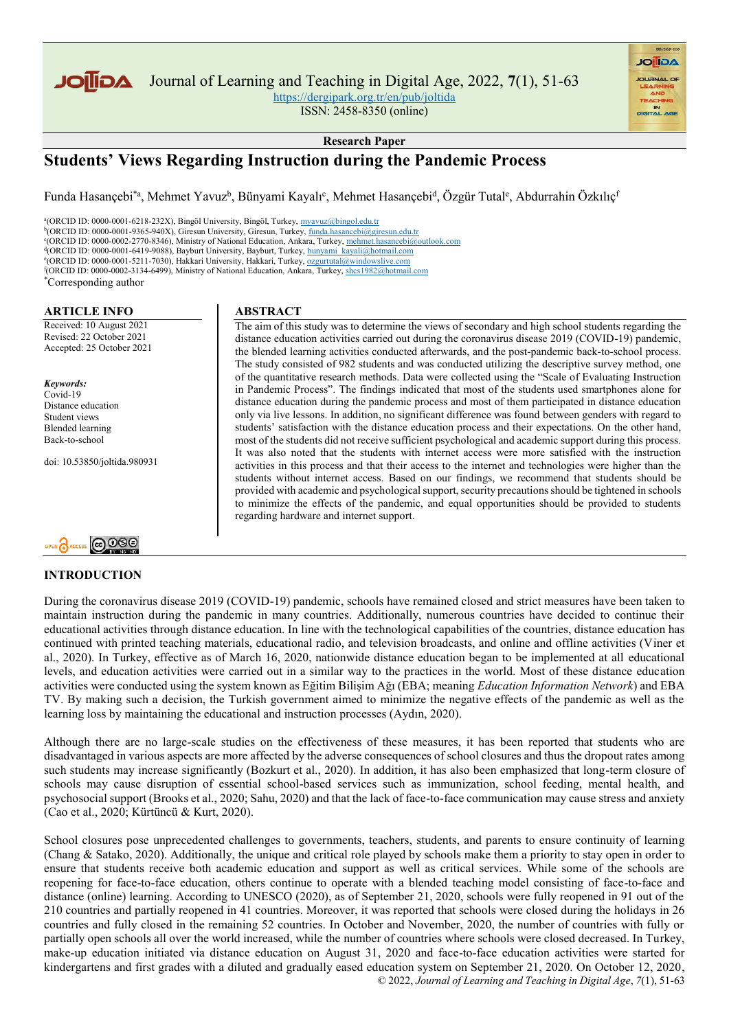Research Paper

# Students' Views Regarding Instruction during the Pandemic Process

Funda Hasançebi[*a], Mehmet Yavuz[b], Bünyami Kayalı[c], Mehmet Hasançebi[d], Özgür Tutal[e], Abdurrahin Özkılıç[f]

[a](ORCID ID: 0000-0001-6218-232X), Bingöl University, Bingöl, Turkey, myavuz@bingol.edu.tr
[b](ORCID ID: 0000-0001-9365-940X), Giresun University, Giresun, Turkey, funda.hasancebi@giresun.edu.tr
[c](ORCID ID: 0000-0002-2770-8346), Ministry of National Education, Ankara, Turkey, mehmet.hasancebi@outlook.com
[d](ORCID ID: 0000-0001-6419-9088), Bayburt University, Bayburt, Turkey, bunyami_kayali@hotmail.com
[e](ORCID ID: 0000-0001-5211-7030), Hakkari University, Hakkari, Turkey, ozgurtutal@windowslive.com
[f](ORCID ID: 0000-0002-3134-6499), Ministry of National Education, Ankara, Turkey, shcs1982@hotmail.com
[*]Corresponding author

## ARTICLE INFO

Received: 10 August 2021
Revised: 22 October 2021
Accepted: 25 October 2021

***Keywords:***
Covid-19
Distance education
Student views
Blended learning
Back-to-school

doi: 10.53850/joltida.980931

## ABSTRACT

The aim of this study was to determine the views of secondary and high school students regarding the distance education activities carried out during the coronavirus disease 2019 (COVID-19) pandemic, the blended learning activities conducted afterwards, and the post-pandemic back-to-school process. The study consisted of 982 students and was conducted utilizing the descriptive survey method, one of the quantitative research methods. Data were collected using the "Scale of Evaluating Instruction in Pandemic Process". The findings indicated that most of the students used smartphones alone for distance education during the pandemic process and most of them participated in distance education only via live lessons. In addition, no significant difference was found between genders with regard to students' satisfaction with the distance education process and their expectations. On the other hand, most of the students did not receive sufficient psychological and academic support during this process. It was also noted that the students with internet access were more satisfied with the instruction activities in this process and that their access to the internet and technologies were higher than the students without internet access. Based on our findings, we recommend that students should be provided with academic and psychological support, security precautions should be tightened in schools to minimize the effects of the pandemic, and equal opportunities should be provided to students regarding hardware and internet support.

## INTRODUCTION

During the coronavirus disease 2019 (COVID-19) pandemic, schools have remained closed and strict measures have been taken to maintain instruction during the pandemic in many countries. Additionally, numerous countries have decided to continue their educational activities through distance education. In line with the technological capabilities of the countries, distance education has continued with printed teaching materials, educational radio, and television broadcasts, and online and offline activities (Viner et al., 2020). In Turkey, effective as of March 16, 2020, nationwide distance education began to be implemented at all educational levels, and education activities were carried out in a similar way to the practices in the world. Most of these distance education activities were conducted using the system known as Eğitim Bilişim Ağı (EBA; meaning *Education Information Network*) and EBA TV. By making such a decision, the Turkish government aimed to minimize the negative effects of the pandemic as well as the learning loss by maintaining the educational and instruction processes (Aydın, 2020).

Although there are no large-scale studies on the effectiveness of these measures, it has been reported that students who are disadvantaged in various aspects are more affected by the adverse consequences of school closures and thus the dropout rates among such students may increase significantly (Bozkurt et al., 2020). In addition, it has also been emphasized that long-term closure of schools may cause disruption of essential school-based services such as immunization, school feeding, mental health, and psychosocial support (Brooks et al., 2020; Sahu, 2020) and that the lack of face-to-face communication may cause stress and anxiety (Cao et al., 2020; Kürtüncü & Kurt, 2020).

School closures pose unprecedented challenges to governments, teachers, students, and parents to ensure continuity of learning (Chang & Satako, 2020). Additionally, the unique and critical role played by schools make them a priority to stay open in order to ensure that students receive both academic education and support as well as critical services. While some of the schools are reopening for face-to-face education, others continue to operate with a blended teaching model consisting of face-to-face and distance (online) learning. According to UNESCO (2020), as of September 21, 2020, schools were fully reopened in 91 out of the 210 countries and partially reopened in 41 countries. Moreover, it was reported that schools were closed during the holidays in 26 countries and fully closed in the remaining 52 countries. In October and November, 2020, the number of countries with fully or partially open schools all over the world increased, while the number of countries where schools were closed decreased. In Turkey, make-up education initiated via distance education on August 31, 2020 and face-to-face education activities were started for kindergartens and first grades with a diluted and gradually eased education system on September 21, 2020. On October 12, 2020,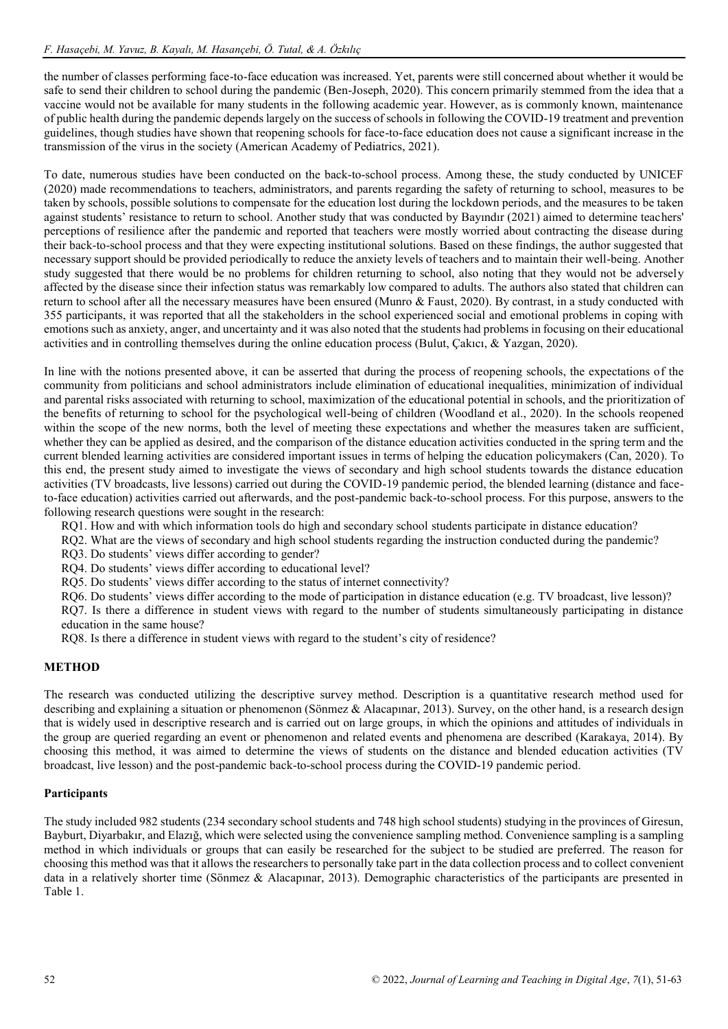the number of classes performing face-to-face education was increased. Yet, parents were still concerned about whether it would be safe to send their children to school during the pandemic (Ben-Joseph, 2020). This concern primarily stemmed from the idea that a vaccine would not be available for many students in the following academic year. However, as is commonly known, maintenance of public health during the pandemic depends largely on the success of schools in following the COVID-19 treatment and prevention guidelines, though studies have shown that reopening schools for face-to-face education does not cause a significant increase in the transmission of the virus in the society (American Academy of Pediatrics, 2021).

To date, numerous studies have been conducted on the back-to-school process. Among these, the study conducted by UNICEF (2020) made recommendations to teachers, administrators, and parents regarding the safety of returning to school, measures to be taken by schools, possible solutions to compensate for the education lost during the lockdown periods, and the measures to be taken against students' resistance to return to school. Another study that was conducted by Bayındır (2021) aimed to determine teachers' perceptions of resilience after the pandemic and reported that teachers were mostly worried about contracting the disease during their back-to-school process and that they were expecting institutional solutions. Based on these findings, the author suggested that necessary support should be provided periodically to reduce the anxiety levels of teachers and to maintain their well-being. Another study suggested that there would be no problems for children returning to school, also noting that they would not be adversely affected by the disease since their infection status was remarkably low compared to adults. The authors also stated that children can return to school after all the necessary measures have been ensured (Munro & Faust, 2020). By contrast, in a study conducted with 355 participants, it was reported that all the stakeholders in the school experienced social and emotional problems in coping with emotions such as anxiety, anger, and uncertainty and it was also noted that the students had problems in focusing on their educational activities and in controlling themselves during the online education process (Bulut, Çakıcı, & Yazgan, 2020).

In line with the notions presented above, it can be asserted that during the process of reopening schools, the expectations of the community from politicians and school administrators include elimination of educational inequalities, minimization of individual and parental risks associated with returning to school, maximization of the educational potential in schools, and the prioritization of the benefits of returning to school for the psychological well-being of children (Woodland et al., 2020). In the schools reopened within the scope of the new norms, both the level of meeting these expectations and whether the measures taken are sufficient, whether they can be applied as desired, and the comparison of the distance education activities conducted in the spring term and the current blended learning activities are considered important issues in terms of helping the education policymakers (Can, 2020). To this end, the present study aimed to investigate the views of secondary and high school students towards the distance education activities (TV broadcasts, live lessons) carried out during the COVID-19 pandemic period, the blended learning (distance and face-to-face education) activities carried out afterwards, and the post-pandemic back-to-school process. For this purpose, answers to the following research questions were sought in the research:

RQ1. How and with which information tools do high and secondary school students participate in distance education?

RQ2. What are the views of secondary and high school students regarding the instruction conducted during the pandemic?

RQ3. Do students' views differ according to gender?

RQ4. Do students' views differ according to educational level?

RQ5. Do students' views differ according to the status of internet connectivity?

RQ6. Do students' views differ according to the mode of participation in distance education (e.g. TV broadcast, live lesson)?

RQ7. Is there a difference in student views with regard to the number of students simultaneously participating in distance education in the same house?

RQ8. Is there a difference in student views with regard to the student's city of residence?

## METHOD

The research was conducted utilizing the descriptive survey method. Description is a quantitative research method used for describing and explaining a situation or phenomenon (Sönmez & Alacapınar, 2013). Survey, on the other hand, is a research design that is widely used in descriptive research and is carried out on large groups, in which the opinions and attitudes of individuals in the group are queried regarding an event or phenomenon and related events and phenomena are described (Karakaya, 2014). By choosing this method, it was aimed to determine the views of students on the distance and blended education activities (TV broadcast, live lesson) and the post-pandemic back-to-school process during the COVID-19 pandemic period.

### Participants

The study included 982 students (234 secondary school students and 748 high school students) studying in the provinces of Giresun, Bayburt, Diyarbakır, and Elazığ, which were selected using the convenience sampling method. Convenience sampling is a sampling method in which individuals or groups that can easily be researched for the subject to be studied are preferred. The reason for choosing this method was that it allows the researchers to personally take part in the data collection process and to collect convenient data in a relatively shorter time (Sönmez & Alacapınar, 2013). Demographic characteristics of the participants are presented in Table 1.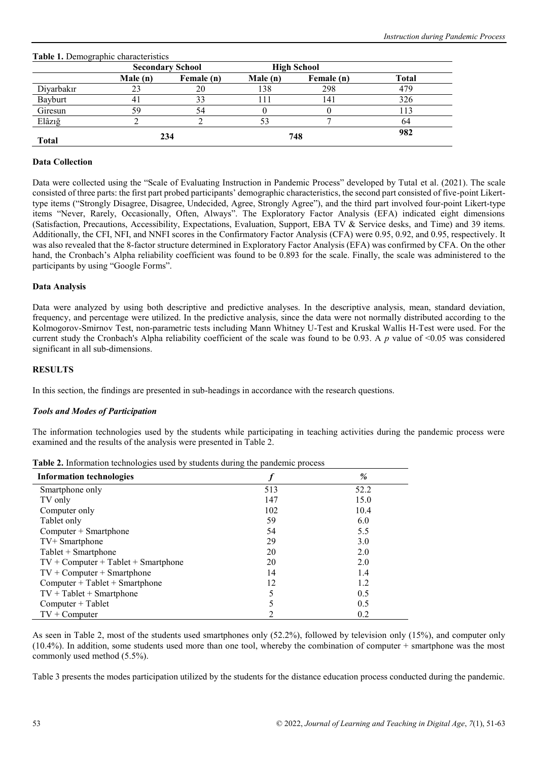**Table 1.** Demographic characteristics

| | Secondary School | | High School | | |
|---|---|---|---|---|---|
| | Male (n) | Female (n) | Male (n) | Female (n) | Total |
| Diyarbakır | 23 | 20 | 138 | 298 | 479 |
| Bayburt | 41 | 33 | 111 | 141 | 326 |
| Giresun | 59 | 54 | 0 | 0 | 113 |
| Elâzığ | 2 | 2 | 53 | 7 | 64 |
| **Total** | 234 | | 748 | | 982 |

### Data Collection

Data were collected using the "Scale of Evaluating Instruction in Pandemic Process" developed by Tutal et al. (2021). The scale consisted of three parts: the first part probed participants' demographic characteristics, the second part consisted of five-point Likert-type items ("Strongly Disagree, Disagree, Undecided, Agree, Strongly Agree"), and the third part involved four-point Likert-type items "Never, Rarely, Occasionally, Often, Always". The Exploratory Factor Analysis (EFA) indicated eight dimensions (Satisfaction, Precautions, Accessibility, Expectations, Evaluation, Support, EBA TV & Service desks, and Time) and 39 items. Additionally, the CFI, NFI, and NNFI scores in the Confirmatory Factor Analysis (CFA) were 0.95, 0.92, and 0.95, respectively. It was also revealed that the 8-factor structure determined in Exploratory Factor Analysis (EFA) was confirmed by CFA. On the other hand, the Cronbach's Alpha reliability coefficient was found to be 0.893 for the scale. Finally, the scale was administered to the participants by using "Google Forms".

### Data Analysis

Data were analyzed by using both descriptive and predictive analyses. In the descriptive analysis, mean, standard deviation, frequency, and percentage were utilized. In the predictive analysis, since the data were not normally distributed according to the Kolmogorov-Smirnov Test, non-parametric tests including Mann Whitney U-Test and Kruskal Wallis H-Test were used. For the current study the Cronbach's Alpha reliability coefficient of the scale was found to be 0.93. A $p$ value of $<0.05$ was considered significant in all sub-dimensions.

## RESULTS

In this section, the findings are presented in sub-headings in accordance with the research questions.

### *Tools and Modes of Participation*

The information technologies used by the students while participating in teaching activities during the pandemic process were examined and the results of the analysis were presented in Table 2.

**Table 2.** Information technologies used by students during the pandemic process

| Information technologies | *f* | % |
|---|---|---|
| Smartphone only | 513 | 52.2 |
| TV only | 147 | 15.0 |
| Computer only | 102 | 10.4 |
| Tablet only | 59 | 6.0 |
| Computer + Smartphone | 54 | 5.5 |
| TV+ Smartphone | 29 | 3.0 |
| Tablet + Smartphone | 20 | 2.0 |
| TV + Computer + Tablet + Smartphone | 20 | 2.0 |
| TV + Computer + Smartphone | 14 | 1.4 |
| Computer + Tablet + Smartphone | 12 | 1.2 |
| TV + Tablet + Smartphone | 5 | 0.5 |
| Computer + Tablet | 5 | 0.5 |
| TV + Computer | 2 | 0.2 |

As seen in Table 2, most of the students used smartphones only (52.2%), followed by television only (15%), and computer only (10.4%). In addition, some students used more than one tool, whereby the combination of computer + smartphone was the most commonly used method (5.5%).

Table 3 presents the modes participation utilized by the students for the distance education process conducted during the pandemic.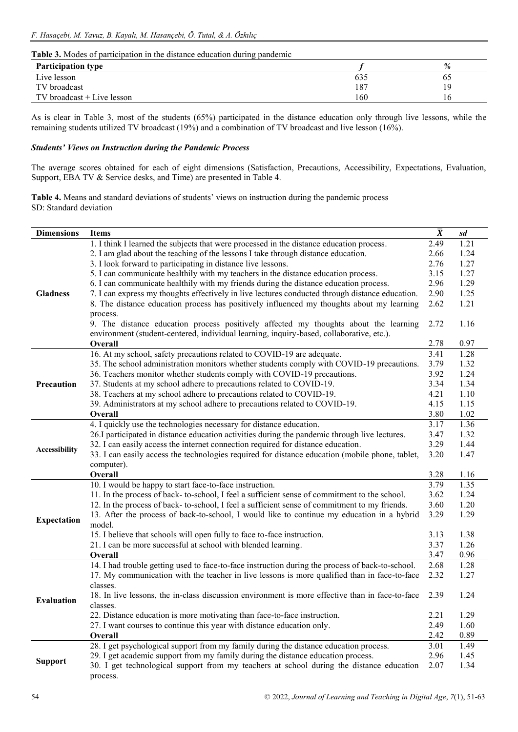**Table 3.** Modes of participation in the distance education during pandemic

| Participation type | *f* | % |
|---|---|---|
| Live lesson | 635 | 65 |
| TV broadcast | 187 | 19 |
| TV broadcast + Live lesson | 160 | 16 |

As is clear in Table 3, most of the students (65%) participated in the distance education only through live lessons, while the remaining students utilized TV broadcast (19%) and a combination of TV broadcast and live lesson (16%).

### *Students' Views on Instruction during the Pandemic Process*

The average scores obtained for each of eight dimensions (Satisfaction, Precautions, Accessibility, Expectations, Evaluation, Support, EBA TV & Service desks, and Time) are presented in Table 4.

**Table 4.** Means and standard deviations of students' views on instruction during the pandemic process
SD: Standard deviation

| Dimensions | Items | $\bar{X}$ | *sd* |
|---|---|---|---|
| **Gladness** | 1. I think I learned the subjects that were processed in the distance education process. | 2.49 | 1.21 |
| | 2. I am glad about the teaching of the lessons I take through distance education. | 2.66 | 1.24 |
| | 3. I look forward to participating in distance live lessons. | 2.76 | 1.27 |
| | 5. I can communicate healthily with my teachers in the distance education process. | 3.15 | 1.27 |
| | 6. I can communicate healthily with my friends during the distance education process. | 2.96 | 1.29 |
| | 7. I can express my thoughts effectively in live lectures conducted through distance education. | 2.90 | 1.25 |
| | 8. The distance education process has positively influenced my thoughts about my learning process. | 2.62 | 1.21 |
| | 9. The distance education process positively affected my thoughts about the learning environment (student-centered, individual learning, inquiry-based, collaborative, etc.). | 2.72 | 1.16 |
| | **Overall** | 2.78 | 0.97 |
| **Precaution** | 16. At my school, safety precautions related to COVID-19 are adequate. | 3.41 | 1.28 |
| | 35. The school administration monitors whether students comply with COVID-19 precautions. | 3.79 | 1.32 |
| | 36. Teachers monitor whether students comply with COVID-19 precautions. | 3.92 | 1.24 |
| | 37. Students at my school adhere to precautions related to COVID-19. | 3.34 | 1.34 |
| | 38. Teachers at my school adhere to precautions related to COVID-19. | 4.21 | 1.10 |
| | 39. Administrators at my school adhere to precautions related to COVID-19. | 4.15 | 1.15 |
| | **Overall** | 3.80 | 1.02 |
| **Accessibility** | 4. I quickly use the technologies necessary for distance education. | 3.17 | 1.36 |
| | 26.I participated in distance education activities during the pandemic through live lectures. | 3.47 | 1.32 |
| | 32. I can easily access the internet connection required for distance education. | 3.29 | 1.44 |
| | 33. I can easily access the technologies required for distance education (mobile phone, tablet, computer). | 3.20 | 1.47 |
| | **Overall** | 3.28 | 1.16 |
| **Expectation** | 10. I would be happy to start face-to-face instruction. | 3.79 | 1.35 |
| | 11. In the process of back- to-school, I feel a sufficient sense of commitment to the school. | 3.62 | 1.24 |
| | 12. In the process of back- to-school, I feel a sufficient sense of commitment to my friends. | 3.60 | 1.20 |
| | 13. After the process of back-to-school, I would like to continue my education in a hybrid model. | 3.29 | 1.29 |
| | 15. I believe that schools will open fully to face to-face instruction. | 3.13 | 1.38 |
| | 21. I can be more successful at school with blended learning. | 3.37 | 1.26 |
| | **Overall** | 3.47 | 0.96 |
| **Evaluation** | 14. I had trouble getting used to face-to-face instruction during the process of back-to-school. | 2.68 | 1.28 |
| | 17. My communication with the teacher in live lessons is more qualified than in face-to-face classes. | 2.32 | 1.27 |
| | 18. In live lessons, the in-class discussion environment is more effective than in face-to-face classes. | 2.39 | 1.24 |
| | 22. Distance education is more motivating than face-to-face instruction. | 2.21 | 1.29 |
| | 27. I want courses to continue this year with distance education only. | 2.49 | 1.60 |
| | **Overall** | 2.42 | 0.89 |
| **Support** | 28. I get psychological support from my family during the distance education process. | 3.01 | 1.49 |
| | 29. I get academic support from my family during the distance education process. | 2.96 | 1.45 |
| | 30. I get technological support from my teachers at school during the distance education process. | 2.07 | 1.34 |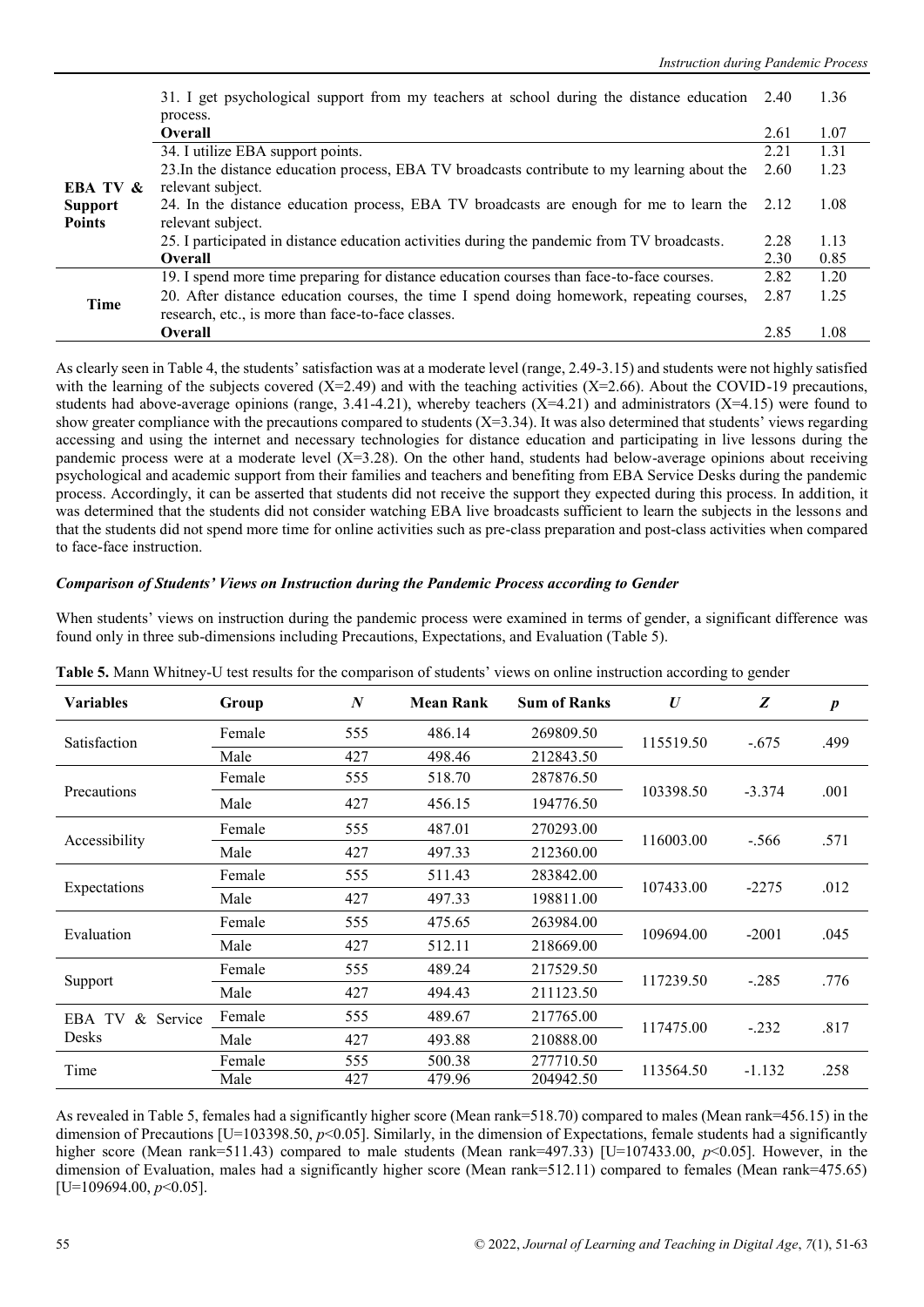| | | | |
|---|---|---|---|
| | 31. I get psychological support from my teachers at school during the distance education process. | 2.40 | 1.36 |
| | **Overall** | 2.61 | 1.07 |
| **EBA TV & Support Points** | 34. I utilize EBA support points. | 2.21 | 1.31 |
| | 23.In the distance education process, EBA TV broadcasts contribute to my learning about the relevant subject. | 2.60 | 1.23 |
| | 24. In the distance education process, EBA TV broadcasts are enough for me to learn the relevant subject. | 2.12 | 1.08 |
| | 25. I participated in distance education activities during the pandemic from TV broadcasts. | 2.28 | 1.13 |
| | **Overall** | 2.30 | 0.85 |
| **Time** | 19. I spend more time preparing for distance education courses than face-to-face courses. | 2.82 | 1.20 |
| | 20. After distance education courses, the time I spend doing homework, repeating courses, research, etc., is more than face-to-face classes. | 2.87 | 1.25 |
| | **Overall** | 2.85 | 1.08 |

As clearly seen in Table 4, the students' satisfaction was at a moderate level (range, 2.49-3.15) and students were not highly satisfied with the learning of the subjects covered (X=2.49) and with the teaching activities (X=2.66). About the COVID-19 precautions, students had above-average opinions (range, 3.41-4.21), whereby teachers (X=4.21) and administrators (X=4.15) were found to show greater compliance with the precautions compared to students (X=3.34). It was also determined that students' views regarding accessing and using the internet and necessary technologies for distance education and participating in live lessons during the pandemic process were at a moderate level (X=3.28). On the other hand, students had below-average opinions about receiving psychological and academic support from their families and teachers and benefiting from EBA Service Desks during the pandemic process. Accordingly, it can be asserted that students did not receive the support they expected during this process. In addition, it was determined that the students did not consider watching EBA live broadcasts sufficient to learn the subjects in the lessons and that the students did not spend more time for online activities such as pre-class preparation and post-class activities when compared to face-face instruction.

### *Comparison of Students' Views on Instruction during the Pandemic Process according to Gender*

When students' views on instruction during the pandemic process were examined in terms of gender, a significant difference was found only in three sub-dimensions including Precautions, Expectations, and Evaluation (Table 5).

**Table 5.** Mann Whitney-U test results for the comparison of students' views on online instruction according to gender

| Variables | Group | *N* | Mean Rank | Sum of Ranks | *U* | *Z* | *p* |
|---|---|---|---|---|---|---|---|
| Satisfaction | Female | 555 | 486.14 | 269809.50 | 115519.50 | -.675 | .499 |
| | Male | 427 | 498.46 | 212843.50 | | | |
| Precautions | Female | 555 | 518.70 | 287876.50 | 103398.50 | -3.374 | .001 |
| | Male | 427 | 456.15 | 194776.50 | | | |
| Accessibility | Female | 555 | 487.01 | 270293.00 | 116003.00 | -.566 | .571 |
| | Male | 427 | 497.33 | 212360.00 | | | |
| Expectations | Female | 555 | 511.43 | 283842.00 | 107433.00 | -2275 | .012 |
| | Male | 427 | 497.33 | 198811.00 | | | |
| Evaluation | Female | 555 | 475.65 | 263984.00 | 109694.00 | -2001 | .045 |
| | Male | 427 | 512.11 | 218669.00 | | | |
| Support | Female | 555 | 489.24 | 217529.50 | 117239.50 | -.285 | .776 |
| | Male | 427 | 494.43 | 211123.50 | | | |
| EBA TV & Service Desks | Female | 555 | 489.67 | 217765.00 | 117475.00 | -.232 | .817 |
| | Male | 427 | 493.88 | 210888.00 | | | |
| Time | Female | 555 | 500.38 | 277710.50 | 113564.50 | -1.132 | .258 |
| | Male | 427 | 479.96 | 204942.50 | | | |

As revealed in Table 5, females had a significantly higher score (Mean rank=518.70) compared to males (Mean rank=456.15) in the dimension of Precautions [U=103398.50, $p<0.05$]. Similarly, in the dimension of Expectations, female students had a significantly higher score (Mean rank=511.43) compared to male students (Mean rank=497.33) [U=107433.00, $p<0.05$]. However, in the dimension of Evaluation, males had a significantly higher score (Mean rank=512.11) compared to females (Mean rank=475.65) [U=109694.00, $p<0.05$].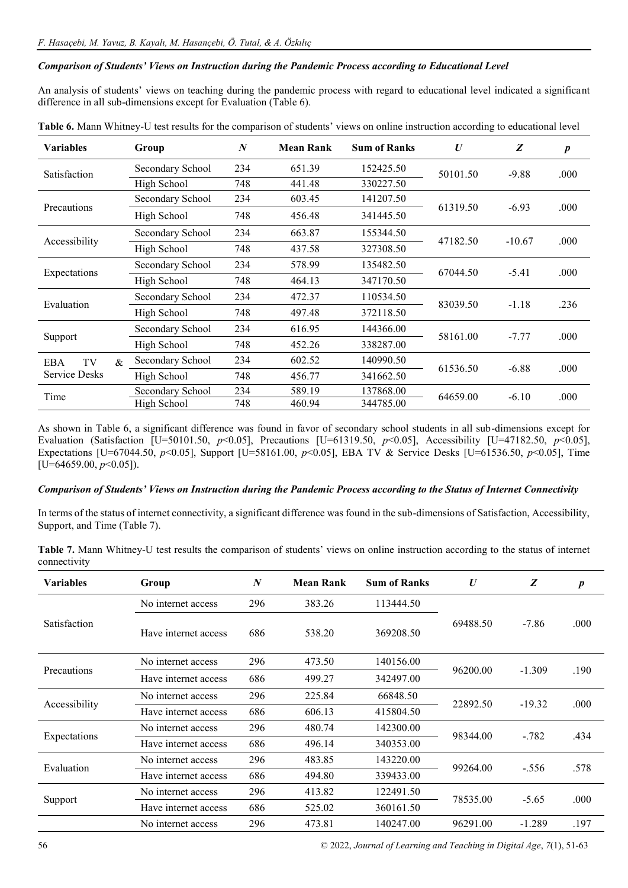### *Comparison of Students' Views on Instruction during the Pandemic Process according to Educational Level*

An analysis of students' views on teaching during the pandemic process with regard to educational level indicated a significant difference in all sub-dimensions except for Evaluation (Table 6).

**Table 6.** Mann Whitney-U test results for the comparison of students' views on online instruction according to educational level

| Variables | Group | $N$ | Mean Rank | Sum of Ranks | $U$ | $Z$ | $p$ |
|---|---|---|---|---|---|---|---|
| Satisfaction | Secondary School | 234 | 651.39 | 152425.50 | 50101.50 | -9.88 | .000 |
| | High School | 748 | 441.48 | 330227.50 | | | |
| Precautions | Secondary School | 234 | 603.45 | 141207.50 | 61319.50 | -6.93 | .000 |
| | High School | 748 | 456.48 | 341445.50 | | | |
| Accessibility | Secondary School | 234 | 663.87 | 155344.50 | 47182.50 | -10.67 | .000 |
| | High School | 748 | 437.58 | 327308.50 | | | |
| Expectations | Secondary School | 234 | 578.99 | 135482.50 | 67044.50 | -5.41 | .000 |
| | High School | 748 | 464.13 | 347170.50 | | | |
| Evaluation | Secondary School | 234 | 472.37 | 110534.50 | 83039.50 | -1.18 | .236 |
| | High School | 748 | 497.48 | 372118.50 | | | |
| Support | Secondary School | 234 | 616.95 | 144366.00 | 58161.00 | -7.77 | .000 |
| | High School | 748 | 452.26 | 338287.00 | | | |
| EBA TV & Service Desks | Secondary School | 234 | 602.52 | 140990.50 | 61536.50 | -6.88 | .000 |
| | High School | 748 | 456.77 | 341662.50 | | | |
| Time | Secondary School | 234 | 589.19 | 137868.00 | 64659.00 | -6.10 | .000 |
| | High School | 748 | 460.94 | 344785.00 | | | |

As shown in Table 6, a significant difference was found in favor of secondary school students in all sub-dimensions except for Evaluation (Satisfaction [U=50101.50, $p<0.05$], Precautions [U=61319.50, $p<0.05$], Accessibility [U=47182.50, $p<0.05$], Expectations [U=67044.50, $p<0.05$], Support [U=58161.00, $p<0.05$], EBA TV & Service Desks [U=61536.50, $p<0.05$], Time [U=64659.00, $p<0.05$]).

### *Comparison of Students' Views on Instruction during the Pandemic Process according to the Status of Internet Connectivity*

In terms of the status of internet connectivity, a significant difference was found in the sub-dimensions of Satisfaction, Accessibility, Support, and Time (Table 7).

**Table 7.** Mann Whitney-U test results the comparison of students' views on online instruction according to the status of internet connectivity

| Variables | Group | $N$ | Mean Rank | Sum of Ranks | $U$ | $Z$ | $p$ |
|---|---|---|---|---|---|---|---|
| Satisfaction | No internet access | 296 | 383.26 | 113444.50 | 69488.50 | -7.86 | .000 |
| | Have internet access | 686 | 538.20 | 369208.50 | | | |
| Precautions | No internet access | 296 | 473.50 | 140156.00 | 96200.00 | -1.309 | .190 |
| | Have internet access | 686 | 499.27 | 342497.00 | | | |
| Accessibility | No internet access | 296 | 225.84 | 66848.50 | 22892.50 | -19.32 | .000 |
| | Have internet access | 686 | 606.13 | 415804.50 | | | |
| Expectations | No internet access | 296 | 480.74 | 142300.00 | 98344.00 | -.782 | .434 |
| | Have internet access | 686 | 496.14 | 340353.00 | | | |
| Evaluation | No internet access | 296 | 483.85 | 143220.00 | 99264.00 | -.556 | .578 |
| | Have internet access | 686 | 494.80 | 339433.00 | | | |
| Support | No internet access | 296 | 413.82 | 122491.50 | 78535.00 | -5.65 | .000 |
| | Have internet access | 686 | 525.02 | 360161.50 | | | |
| | No internet access | 296 | 473.81 | 140247.00 | 96291.00 | -1.289 | .197 |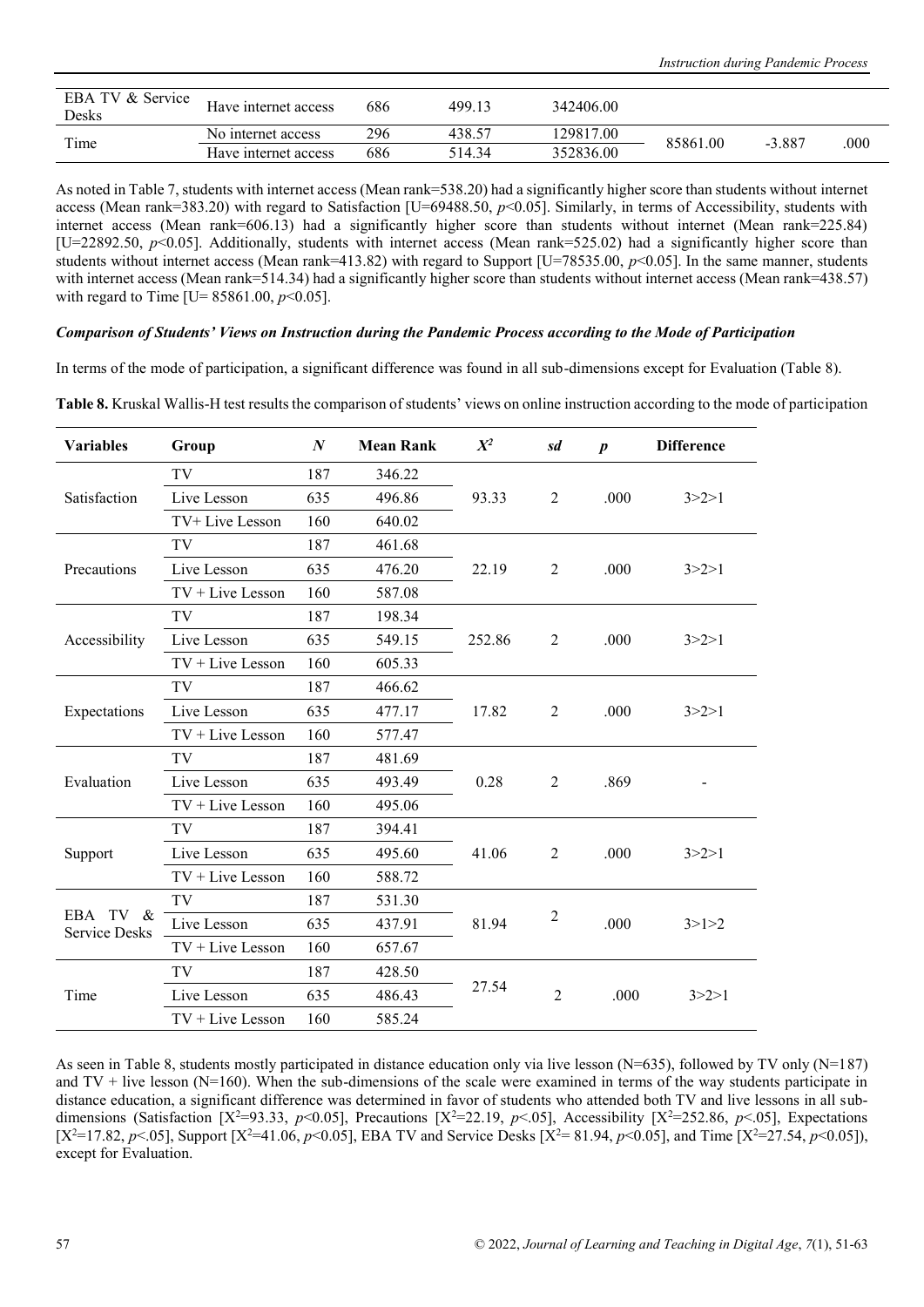| EBA TV & Service Desks | Have internet access | 686 | 499.13 | 342406.00 | | | |
|---|---|---|---|---|---|---|---|
| Time | No internet access | 296 | 438.57 | 129817.00 | 85861.00 | -3.887 | .000 |
| | Have internet access | 686 | 514.34 | 352836.00 | | | |

As noted in Table 7, students with internet access (Mean rank=538.20) had a significantly higher score than students without internet access (Mean rank=383.20) with regard to Satisfaction [U=69488.50, $p<0.05$]. Similarly, in terms of Accessibility, students with internet access (Mean rank=606.13) had a significantly higher score than students without internet (Mean rank=225.84) [U=22892.50, $p<0.05$]. Additionally, students with internet access (Mean rank=525.02) had a significantly higher score than students without internet access (Mean rank=413.82) with regard to Support [U=78535.00, $p<0.05$]. In the same manner, students with internet access (Mean rank=514.34) had a significantly higher score than students without internet access (Mean rank=438.57) with regard to Time [U= 85861.00, $p<0.05$].

### *Comparison of Students' Views on Instruction during the Pandemic Process according to the Mode of Participation*

In terms of the mode of participation, a significant difference was found in all sub-dimensions except for Evaluation (Table 8).

**Table 8.** Kruskal Wallis-H test results the comparison of students' views on online instruction according to the mode of participation

| Variables | Group | $N$ | Mean Rank | $X^2$ | sd | $p$ | Difference |
|---|---|---|---|---|---|---|---|
| Satisfaction | TV | 187 | 346.22 | 93.33 | 2 | .000 | 3>2>1 |
| | Live Lesson | 635 | 496.86 | | | | |
| | TV+ Live Lesson | 160 | 640.02 | | | | |
| Precautions | TV | 187 | 461.68 | 22.19 | 2 | .000 | 3>2>1 |
| | Live Lesson | 635 | 476.20 | | | | |
| | TV + Live Lesson | 160 | 587.08 | | | | |
| Accessibility | TV | 187 | 198.34 | 252.86 | 2 | .000 | 3>2>1 |
| | Live Lesson | 635 | 549.15 | | | | |
| | TV + Live Lesson | 160 | 605.33 | | | | |
| Expectations | TV | 187 | 466.62 | 17.82 | 2 | .000 | 3>2>1 |
| | Live Lesson | 635 | 477.17 | | | | |
| | TV + Live Lesson | 160 | 577.47 | | | | |
| Evaluation | TV | 187 | 481.69 | 0.28 | 2 | .869 | - |
| | Live Lesson | 635 | 493.49 | | | | |
| | TV + Live Lesson | 160 | 495.06 | | | | |
| Support | TV | 187 | 394.41 | 41.06 | 2 | .000 | 3>2>1 |
| | Live Lesson | 635 | 495.60 | | | | |
| | TV + Live Lesson | 160 | 588.72 | | | | |
| EBA TV & Service Desks | TV | 187 | 531.30 | 81.94 | 2 | .000 | 3>1>2 |
| | Live Lesson | 635 | 437.91 | | | | |
| | TV + Live Lesson | 160 | 657.67 | | | | |
| Time | TV | 187 | 428.50 | 27.54 | 2 | .000 | 3>2>1 |
| | Live Lesson | 635 | 486.43 | | | | |
| | TV + Live Lesson | 160 | 585.24 | | | | |

As seen in Table 8, students mostly participated in distance education only via live lesson (N=635), followed by TV only (N=187) and TV + live lesson (N=160). When the sub-dimensions of the scale were examined in terms of the way students participate in distance education, a significant difference was determined in favor of students who attended both TV and live lessons in all sub-dimensions (Satisfaction [$X^2$=93.33, $p<0.05$], Precautions [$X^2$=22.19, $p<.05$], Accessibility [$X^2$=252.86, $p<.05$], Expectations [$X^2$=17.82, $p<.05$], Support [$X^2$=41.06, $p<0.05$], EBA TV and Service Desks [$X^2$= 81.94, $p<0.05$], and Time [$X^2$=27.54, $p<0.05$]), except for Evaluation.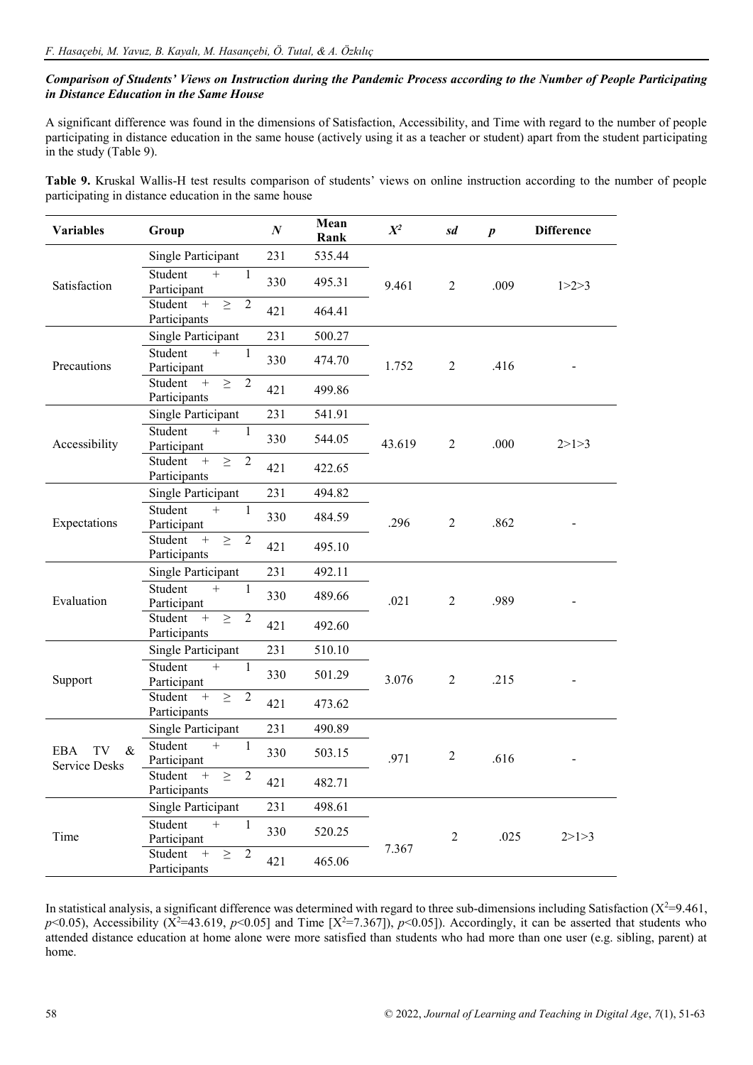### *Comparison of Students' Views on Instruction during the Pandemic Process according to the Number of People Participating in Distance Education in the Same House*

A significant difference was found in the dimensions of Satisfaction, Accessibility, and Time with regard to the number of people participating in distance education in the same house (actively using it as a teacher or student) apart from the student participating in the study (Table 9).

**Table 9.** Kruskal Wallis-H test results comparison of students' views on online instruction according to the number of people participating in distance education in the same house

| Variables | Group | *N* | Mean Rank | $X^2$ | *sd* | *p* | Difference |
|---|---|---|---|---|---|---|---|
| Satisfaction | Single Participant | 231 | 535.44 | 9.461 | 2 | .009 | 1>2>3 |
| | Student + 1 Participant | 330 | 495.31 | | | | |
| | Student + ≥ 2 Participants | 421 | 464.41 | | | | |
| Precautions | Single Participant | 231 | 500.27 | 1.752 | 2 | .416 | - |
| | Student + 1 Participant | 330 | 474.70 | | | | |
| | Student + ≥ 2 Participants | 421 | 499.86 | | | | |
| Accessibility | Single Participant | 231 | 541.91 | 43.619 | 2 | .000 | 2>1>3 |
| | Student + 1 Participant | 330 | 544.05 | | | | |
| | Student + ≥ 2 Participants | 421 | 422.65 | | | | |
| Expectations | Single Participant | 231 | 494.82 | .296 | 2 | .862 | - |
| | Student + 1 Participant | 330 | 484.59 | | | | |
| | Student + ≥ 2 Participants | 421 | 495.10 | | | | |
| Evaluation | Single Participant | 231 | 492.11 | .021 | 2 | .989 | - |
| | Student + 1 Participant | 330 | 489.66 | | | | |
| | Student + ≥ 2 Participants | 421 | 492.60 | | | | |
| Support | Single Participant | 231 | 510.10 | 3.076 | 2 | .215 | - |
| | Student + 1 Participant | 330 | 501.29 | | | | |
| | Student + ≥ 2 Participants | 421 | 473.62 | | | | |
| EBA TV & Service Desks | Single Participant | 231 | 490.89 | .971 | 2 | .616 | - |
| | Student + 1 Participant | 330 | 503.15 | | | | |
| | Student + ≥ 2 Participants | 421 | 482.71 | | | | |
| Time | Single Participant | 231 | 498.61 | 7.367 | 2 | .025 | 2>1>3 |
| | Student + 1 Participant | 330 | 520.25 | | | | |
| | Student + ≥ 2 Participants | 421 | 465.06 | | | | |

In statistical analysis, a significant difference was determined with regard to three sub-dimensions including Satisfaction ($X^2$=9.461, $p$<0.05), Accessibility ($X^2$=43.619, $p$<0.05] and Time [$X^2$=7.367]), $p$<0.05]). Accordingly, it can be asserted that students who attended distance education at home alone were more satisfied than students who had more than one user (e.g. sibling, parent) at home.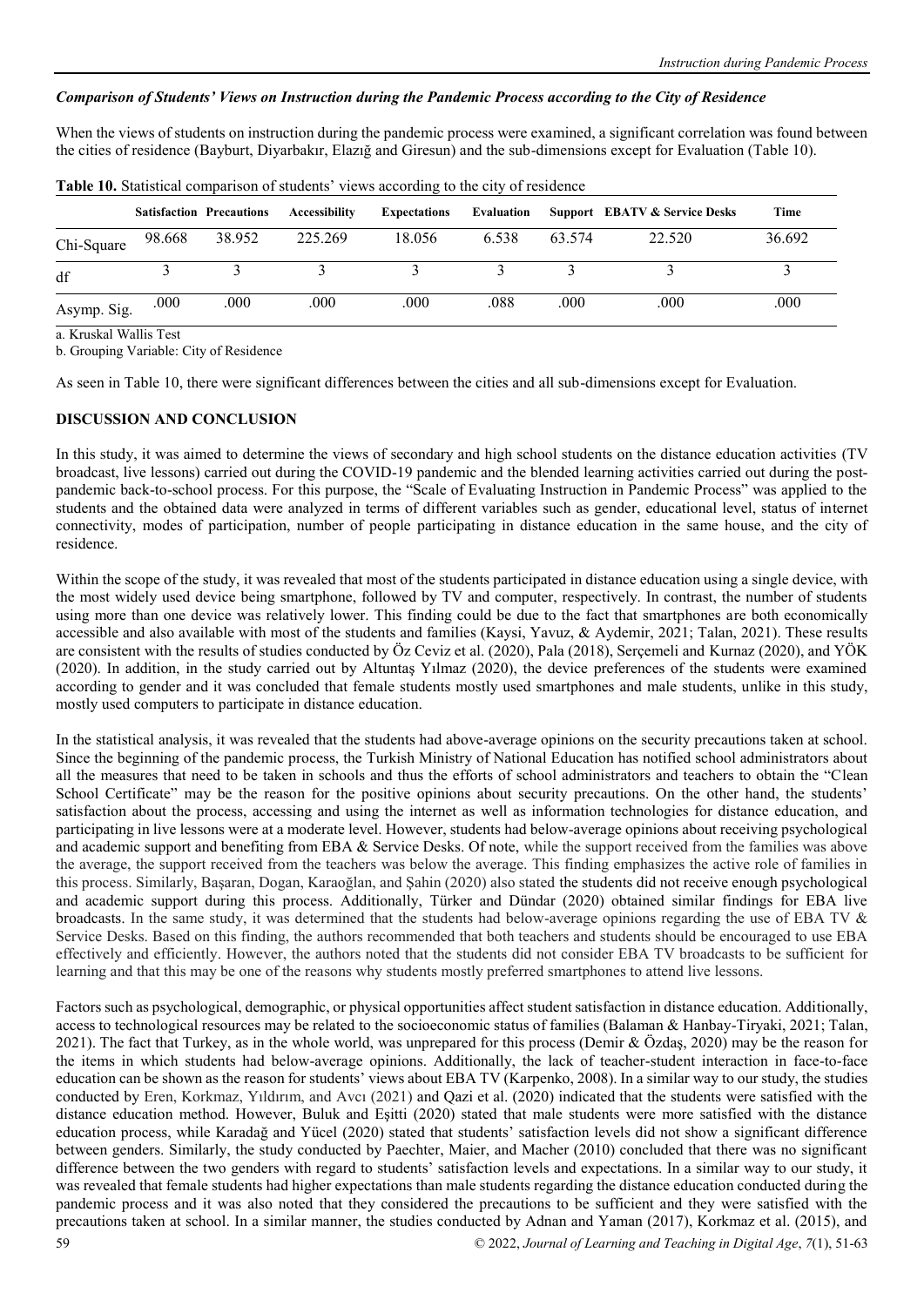### *Comparison of Students' Views on Instruction during the Pandemic Process according to the City of Residence*

When the views of students on instruction during the pandemic process were examined, a significant correlation was found between the cities of residence (Bayburt, Diyarbakır, Elazığ and Giresun) and the sub-dimensions except for Evaluation (Table 10).

**Table 10.** Statistical comparison of students' views according to the city of residence

| | Satisfaction | Precautions | Accessibility | Expectations | Evaluation | Support | EBATV & Service Desks | Time |
|---|---|---|---|---|---|---|---|---|
| Chi-Square | 98.668 | 38.952 | 225.269 | 18.056 | 6.538 | 63.574 | 22.520 | 36.692 |
| df | 3 | 3 | 3 | 3 | 3 | 3 | 3 | 3 |
| Asymp. Sig. | .000 | .000 | .000 | .000 | .088 | .000 | .000 | .000 |

a. Kruskal Wallis Test

b. Grouping Variable: City of Residence

As seen in Table 10, there were significant differences between the cities and all sub-dimensions except for Evaluation.

## DISCUSSION AND CONCLUSION

In this study, it was aimed to determine the views of secondary and high school students on the distance education activities (TV broadcast, live lessons) carried out during the COVID-19 pandemic and the blended learning activities carried out during the post-pandemic back-to-school process. For this purpose, the "Scale of Evaluating Instruction in Pandemic Process" was applied to the students and the obtained data were analyzed in terms of different variables such as gender, educational level, status of internet connectivity, modes of participation, number of people participating in distance education in the same house, and the city of residence.

Within the scope of the study, it was revealed that most of the students participated in distance education using a single device, with the most widely used device being smartphone, followed by TV and computer, respectively. In contrast, the number of students using more than one device was relatively lower. This finding could be due to the fact that smartphones are both economically accessible and also available with most of the students and families (Kaysi, Yavuz, & Aydemir, 2021; Talan, 2021). These results are consistent with the results of studies conducted by Öz Ceviz et al. (2020), Pala (2018), Serçemeli and Kurnaz (2020), and YÖK (2020). In addition, in the study carried out by Altuntaş Yılmaz (2020), the device preferences of the students were examined according to gender and it was concluded that female students mostly used smartphones and male students, unlike in this study, mostly used computers to participate in distance education.

In the statistical analysis, it was revealed that the students had above-average opinions on the security precautions taken at school. Since the beginning of the pandemic process, the Turkish Ministry of National Education has notified school administrators about all the measures that need to be taken in schools and thus the efforts of school administrators and teachers to obtain the "Clean School Certificate" may be the reason for the positive opinions about security precautions. On the other hand, the students' satisfaction about the process, accessing and using the internet as well as information technologies for distance education, and participating in live lessons were at a moderate level. However, students had below-average opinions about receiving psychological and academic support and benefiting from EBA & Service Desks. Of note, while the support received from the families was above the average, the support received from the teachers was below the average. This finding emphasizes the active role of families in this process. Similarly, Başaran, Dogan, Karaoğlan, and Şahin (2020) also stated the students did not receive enough psychological and academic support during this process. Additionally, Türker and Dündar (2020) obtained similar findings for EBA live broadcasts. In the same study, it was determined that the students had below-average opinions regarding the use of EBA TV & Service Desks. Based on this finding, the authors recommended that both teachers and students should be encouraged to use EBA effectively and efficiently. However, the authors noted that the students did not consider EBA TV broadcasts to be sufficient for learning and that this may be one of the reasons why students mostly preferred smartphones to attend live lessons.

Factors such as psychological, demographic, or physical opportunities affect student satisfaction in distance education. Additionally, access to technological resources may be related to the socioeconomic status of families (Balaman & Hanbay-Tiryaki, 2021; Talan, 2021). The fact that Turkey, as in the whole world, was unprepared for this process (Demir & Özdaş, 2020) may be the reason for the items in which students had below-average opinions. Additionally, the lack of teacher-student interaction in face-to-face education can be shown as the reason for students' views about EBA TV (Karpenko, 2008). In a similar way to our study, the studies conducted by Eren, Korkmaz, Yıldırım, and Avcı (2021) and Qazi et al. (2020) indicated that the students were satisfied with the distance education method. However, Buluk and Eşitti (2020) stated that male students were more satisfied with the distance education process, while Karadağ and Yücel (2020) stated that students' satisfaction levels did not show a significant difference between genders. Similarly, the study conducted by Paechter, Maier, and Macher (2010) concluded that there was no significant difference between the two genders with regard to students' satisfaction levels and expectations. In a similar way to our study, it was revealed that female students had higher expectations than male students regarding the distance education conducted during the pandemic process and it was also noted that they considered the precautions to be sufficient and they were satisfied with the precautions taken at school. In a similar manner, the studies conducted by Adnan and Yaman (2017), Korkmaz et al. (2015), and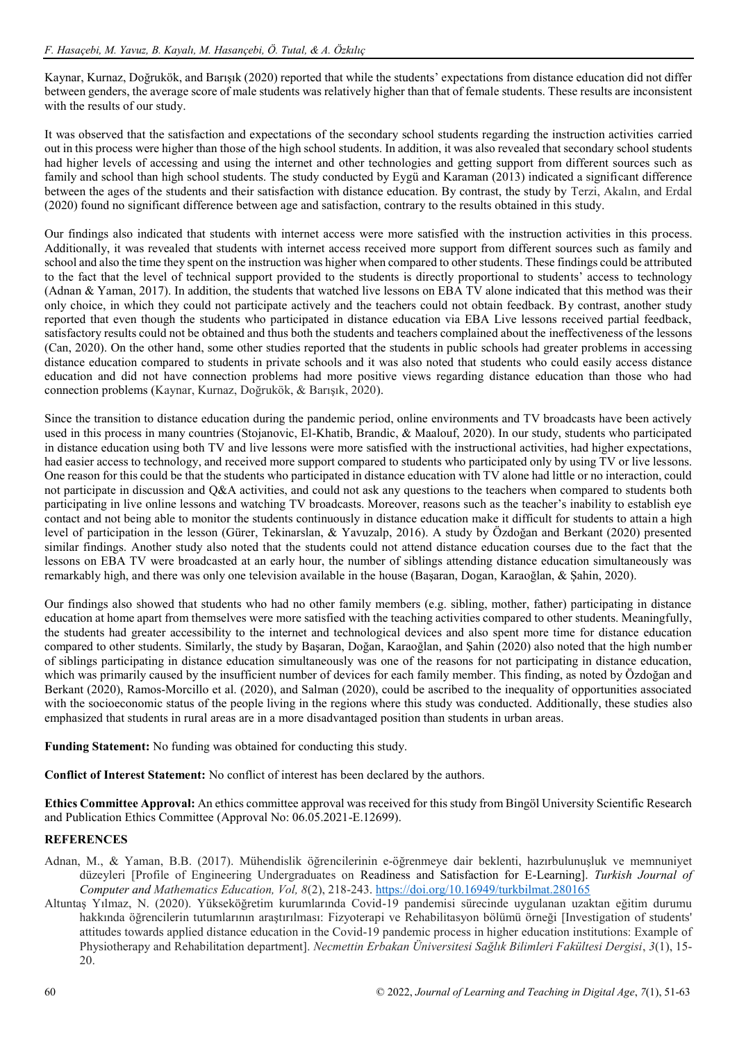Kaynar, Kurnaz, Doğrukök, and Barışık (2020) reported that while the students' expectations from distance education did not differ between genders, the average score of male students was relatively higher than that of female students. These results are inconsistent with the results of our study.

It was observed that the satisfaction and expectations of the secondary school students regarding the instruction activities carried out in this process were higher than those of the high school students. In addition, it was also revealed that secondary school students had higher levels of accessing and using the internet and other technologies and getting support from different sources such as family and school than high school students. The study conducted by Eygü and Karaman (2013) indicated a significant difference between the ages of the students and their satisfaction with distance education. By contrast, the study by Terzi, Akalın, and Erdal (2020) found no significant difference between age and satisfaction, contrary to the results obtained in this study.

Our findings also indicated that students with internet access were more satisfied with the instruction activities in this process. Additionally, it was revealed that students with internet access received more support from different sources such as family and school and also the time they spent on the instruction was higher when compared to other students. These findings could be attributed to the fact that the level of technical support provided to the students is directly proportional to students' access to technology (Adnan & Yaman, 2017). In addition, the students that watched live lessons on EBA TV alone indicated that this method was their only choice, in which they could not participate actively and the teachers could not obtain feedback. By contrast, another study reported that even though the students who participated in distance education via EBA Live lessons received partial feedback, satisfactory results could not be obtained and thus both the students and teachers complained about the ineffectiveness of the lessons (Can, 2020). On the other hand, some other studies reported that the students in public schools had greater problems in accessing distance education compared to students in private schools and it was also noted that students who could easily access distance education and did not have connection problems had more positive views regarding distance education than those who had connection problems (Kaynar, Kurnaz, Doğrukök, & Barışık, 2020).

Since the transition to distance education during the pandemic period, online environments and TV broadcasts have been actively used in this process in many countries (Stojanovic, El-Khatib, Brandic, & Maalouf, 2020). In our study, students who participated in distance education using both TV and live lessons were more satisfied with the instructional activities, had higher expectations, had easier access to technology, and received more support compared to students who participated only by using TV or live lessons. One reason for this could be that the students who participated in distance education with TV alone had little or no interaction, could not participate in discussion and Q&A activities, and could not ask any questions to the teachers when compared to students both participating in live online lessons and watching TV broadcasts. Moreover, reasons such as the teacher's inability to establish eye contact and not being able to monitor the students continuously in distance education make it difficult for students to attain a high level of participation in the lesson (Gürer, Tekinarslan, & Yavuzalp, 2016). A study by Özdoğan and Berkant (2020) presented similar findings. Another study also noted that the students could not attend distance education courses due to the fact that the lessons on EBA TV were broadcasted at an early hour, the number of siblings attending distance education simultaneously was remarkably high, and there was only one television available in the house (Başaran, Dogan, Karaoğlan, & Şahin, 2020).

Our findings also showed that students who had no other family members (e.g. sibling, mother, father) participating in distance education at home apart from themselves were more satisfied with the teaching activities compared to other students. Meaningfully, the students had greater accessibility to the internet and technological devices and also spent more time for distance education compared to other students. Similarly, the study by Başaran, Doğan, Karaoğlan, and Şahin (2020) also noted that the high number of siblings participating in distance education simultaneously was one of the reasons for not participating in distance education, which was primarily caused by the insufficient number of devices for each family member. This finding, as noted by Özdoğan and Berkant (2020), Ramos-Morcillo et al. (2020), and Salman (2020), could be ascribed to the inequality of opportunities associated with the socioeconomic status of the people living in the regions where this study was conducted. Additionally, these studies also emphasized that students in rural areas are in a more disadvantaged position than students in urban areas.

**Funding Statement:** No funding was obtained for conducting this study.

**Conflict of Interest Statement:** No conflict of interest has been declared by the authors.

**Ethics Committee Approval:** An ethics committee approval was received for this study from Bingöl University Scientific Research and Publication Ethics Committee (Approval No: 06.05.2021-E.12699).

## REFERENCES

Adnan, M., & Yaman, B.B. (2017). Mühendislik öğrencilerinin e-öğrenmeye dair beklenti, hazırbulunuşluk ve memnuniyet düzeyleri [Profile of Engineering Undergraduates on Readiness and Satisfaction for E-Learning]. *Turkish Journal of Computer and Mathematics Education, Vol, 8*(2), 218-243. https://doi.org/10.16949/turkbilmat.280165

Altuntaş Yılmaz, N. (2020). Yükseköğretim kurumlarında Covid-19 pandemisi sürecinde uygulanan uzaktan eğitim durumu hakkında öğrencilerin tutumlarının araştırılması: Fizyoterapi ve Rehabilitasyon bölümü örneği [Investigation of students' attitudes towards applied distance education in the Covid-19 pandemic process in higher education institutions: Example of Physiotherapy and Rehabilitation department]. *Necmettin Erbakan Üniversitesi Sağlık Bilimleri Fakültesi Dergisi*, *3*(1), 15-20.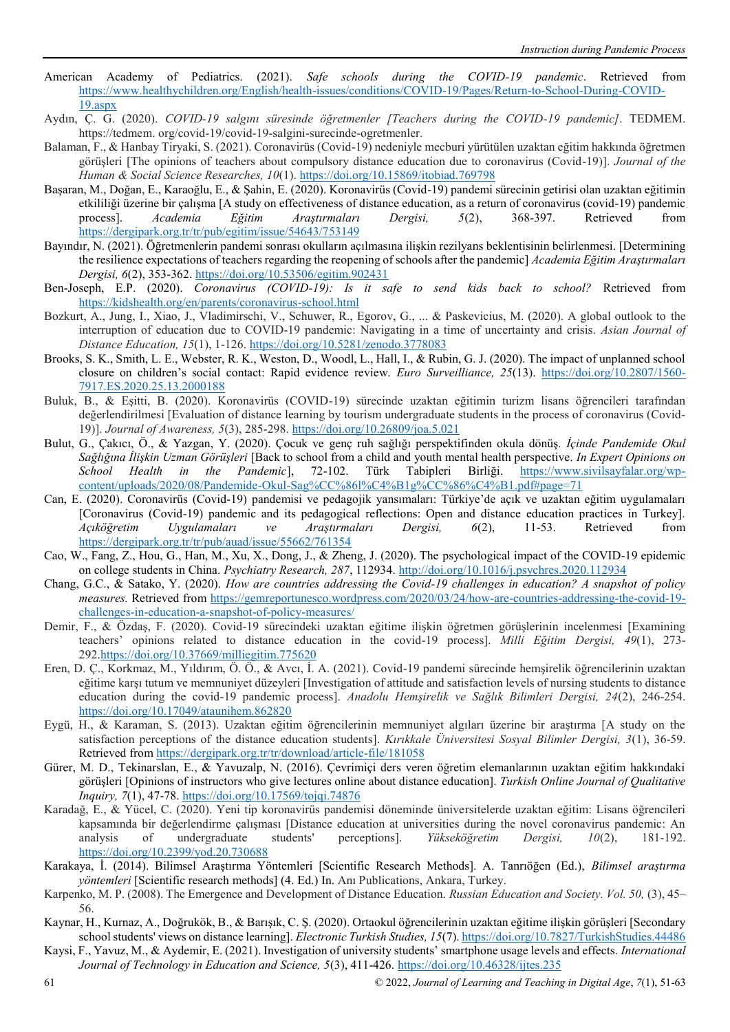American Academy of Pediatrics. (2021). *Safe schools during the COVID-19 pandemic*. Retrieved from https://www.healthychildren.org/English/health-issues/conditions/COVID-19/Pages/Return-to-School-During-COVID-19.aspx

Aydın, Ç. G. (2020). *COVID-19 salgını süresinde öğretmenler [Teachers during the COVID-19 pandemic]*. TEDMEM. https://tedmem. org/covid-19/covid-19-salgini-surecinde-ogretmenler.

Balaman, F., & Hanbay Tiryaki, S. (2021). Coronavirüs (Covid-19) nedeniyle mecburi yürütülen uzaktan eğitim hakkında öğretmen görüşleri [The opinions of teachers about compulsory distance education due to coronavirus (Covid-19)]. *Journal of the Human & Social Science Researches, 10*(1). https://doi.org/10.15869/itobiad.769798

Başaran, M., Doğan, E., Karaoğlu, E., & Şahin, E. (2020). Koronavirüs (Covid-19) pandemi sürecinin getirisi olan uzaktan eğitimin etkililiği üzerine bir çalışma [A study on effectiveness of distance education, as a return of coronavirus (covid-19) pandemic process]. *Academia Eğitim Araştırmaları Dergisi, 5*(2), 368-397. Retrieved from https://dergipark.org.tr/tr/pub/egitim/issue/54643/753149

Bayındır, N. (2021). Öğretmenlerin pandemi sonrası okulların açılmasına ilişkin rezilyans beklentisinin belirlenmesi. [Determining the resilience expectations of teachers regarding the reopening of schools after the pandemic] *Academia Eğitim Araştırmaları Dergisi, 6*(2), 353-362. https://doi.org/10.53506/egitim.902431

Ben-Joseph, E.P. (2020). *Coronavirus (COVID-19): Is it safe to send kids back to school?* Retrieved from https://kidshealth.org/en/parents/coronavirus-school.html

Bozkurt, A., Jung, I., Xiao, J., Vladimirschi, V., Schuwer, R., Egorov, G., ... & Paskevicius, M. (2020). A global outlook to the interruption of education due to COVID-19 pandemic: Navigating in a time of uncertainty and crisis. *Asian Journal of Distance Education, 15*(1), 1-126. https://doi.org/10.5281/zenodo.3778083

Brooks, S. K., Smith, L. E., Webster, R. K., Weston, D., Woodl, L., Hall, I., & Rubin, G. J. (2020). The impact of unplanned school closure on children's social contact: Rapid evidence review. *Euro Surveilliance, 25*(13). https://doi.org/10.2807/1560-7917.ES.2020.25.13.2000188

Buluk, B., & Eşitti, B. (2020). Koronavirüs (COVID-19) sürecinde uzaktan eğitimin turizm lisans öğrencileri tarafından değerlendirilmesi [Evaluation of distance learning by tourism undergraduate students in the process of coronavirus (Covid-19)]. *Journal of Awareness, 5*(3), 285-298. https://doi.org/10.26809/joa.5.021

Bulut, G., Çakıcı, Ö., & Yazgan, Y. (2020). Çocuk ve genç ruh sağlığı perspektifinden okula dönüş. *İçinde Pandemide Okul Sağlığına İlişkin Uzman Görüşleri* [Back to school from a child and youth mental health perspective. *In Expert Opinions on School Health in the Pandemic*], 72-102. Türk Tabipleri Birliği. https://www.sivilsayfalar.org/wp-content/uploads/2020/08/Pandemide-Okul-Sag%CC%86l%C4%B1g%CC%86%C4%B1.pdf#page=71

Can, E. (2020). Coronavirüs (Covid-19) pandemisi ve pedagojik yansımaları: Türkiye'de açık ve uzaktan eğitim uygulamaları [Coronavirus (Covid-19) pandemic and its pedagogical reflections: Open and distance education practices in Turkey]. *Açıköğretim Uygulamaları ve Araştırmaları Dergisi, 6*(2), 11-53. Retrieved from https://dergipark.org.tr/tr/pub/auad/issue/55662/761354

Cao, W., Fang, Z., Hou, G., Han, M., Xu, X., Dong, J., & Zheng, J. (2020). The psychological impact of the COVID-19 epidemic on college students in China. *Psychiatry Research, 287*, 112934. http://doi.org/10.1016/j.psychres.2020.112934

Chang, G.C., & Satako, Y. (2020). *How are countries addressing the Covid-19 challenges in education? A snapshot of policy measures.* Retrieved from https://gemreportunesco.wordpress.com/2020/03/24/how-are-countries-addressing-the-covid-19-challenges-in-education-a-snapshot-of-policy-measures/

Demir, F., & Özdaş, F. (2020). Covid-19 sürecindeki uzaktan eğitime ilişkin öğretmen görüşlerinin incelenmesi [Examining teachers' opinions related to distance education in the covid-19 process]. *Milli Eğitim Dergisi, 49*(1), 273-292.https://doi.org/10.37669/milliegitim.775620

Eren, D. Ç., Korkmaz, M., Yıldırım, Ö. Ö., & Avcı, İ. A. (2021). Covid-19 pandemi sürecinde hemşirelik öğrencilerinin uzaktan eğitime karşı tutum ve memnuniyet düzeyleri [Investigation of attitude and satisfaction levels of nursing students to distance education during the covid-19 pandemic process]. *Anadolu Hemşirelik ve Sağlık Bilimleri Dergisi, 24*(2), 246-254. https://doi.org/10.17049/ataunihem.862820

Eygü, H., & Karaman, S. (2013). Uzaktan eğitim öğrencilerinin memnuniyet algıları üzerine bir araştırma [A study on the satisfaction perceptions of the distance education students]. *Kırıkkale Üniversitesi Sosyal Bilimler Dergisi, 3*(1), 36-59. Retrieved from https://dergipark.org.tr/tr/download/article-file/181058

Gürer, M. D., Tekinarslan, E., & Yavuzalp, N. (2016). Çevrimiçi ders veren öğretim elemanlarının uzaktan eğitim hakkındaki görüşleri [Opinions of instructors who give lectures online about distance education]. *Turkish Online Journal of Qualitative Inquiry, 7*(1), 47-78. https://doi.org/10.17569/tojqi.74876

Karadağ, E., & Yücel, C. (2020). Yeni tip koronavirüs pandemisi döneminde üniversitelerde uzaktan eğitim: Lisans öğrencileri kapsamında bir değerlendirme çalışması [Distance education at universities during the novel coronavirus pandemic: An analysis of undergraduate students' perceptions]. *Yükseköğretim Dergisi, 10*(2), 181-192. https://doi.org/10.2399/yod.20.730688

Karakaya, İ. (2014). Bilimsel Araştırma Yöntemleri [Scientific Research Methods]. A. Tanrıöğen (Ed.), *Bilimsel araştırma yöntemleri* [Scientific research methods] (4. Ed.) In. Anı Publications, Ankara, Turkey.

Karpenko, M. P. (2008). The Emergence and Development of Distance Education. *Russian Education and Society. Vol. 50,* (3), 45–56.

Kaynar, H., Kurnaz, A., Doğrukök, B., & Barışık, C. Ş. (2020). Ortaokul öğrencilerinin uzaktan eğitime ilişkin görüşleri [Secondary school students' views on distance learning]. *Electronic Turkish Studies, 15*(7). https://doi.org/10.7827/TurkishStudies.44486

Kaysi, F., Yavuz, M., & Aydemir, E. (2021). Investigation of university students' smartphone usage levels and effects. *International Journal of Technology in Education and Science, 5*(3), 411-426. https://doi.org/10.46328/ijtes.235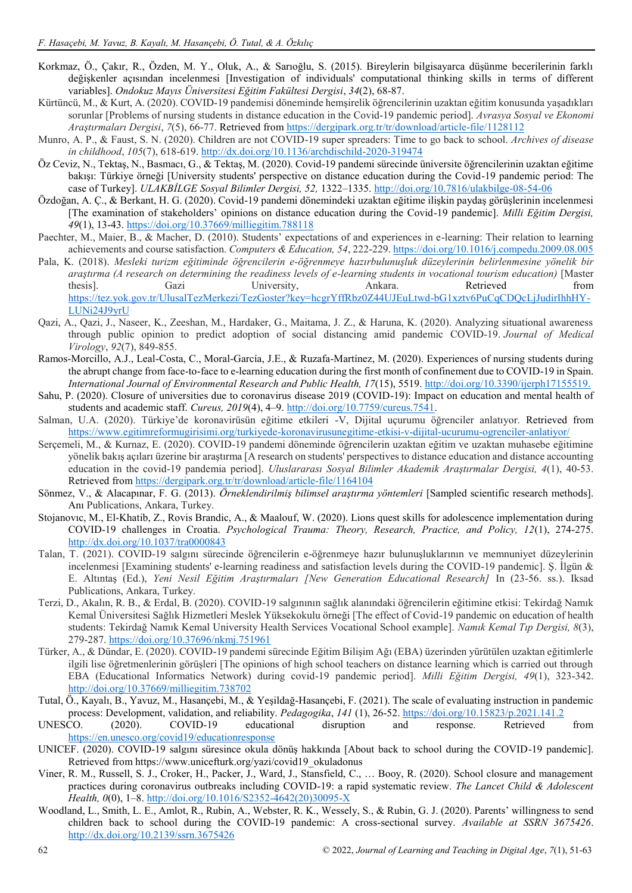Korkmaz, Ö., Çakır, R., Özden, M. Y., Oluk, A., & Sarıoğlu, S. (2015). Bireylerin bilgisayarca düşünme becerilerinin farklı değişkenler açısından incelenmesi [Investigation of individuals' computational thinking skills in terms of different variables]. *Ondokuz Mayıs Üniversitesi Eğitim Fakültesi Dergisi*, *34*(2), 68-87.

Kürtüncü, M., & Kurt, A. (2020). COVID-19 pandemisi döneminde hemşirelik öğrencilerinin uzaktan eğitim konusunda yaşadıkları sorunlar [Problems of nursing students in distance education in the Covid-19 pandemic period]. *Avrasya Sosyal ve Ekonomi Araştırmaları Dergisi*, *7*(5), 66-77. Retrieved from https://dergipark.org.tr/tr/download/article-file/1128112

Munro, A. P., & Faust, S. N. (2020). Children are not COVID-19 super spreaders: Time to go back to school. *Archives of disease in childhood*, *105*(7), 618-619. http://dx.doi.org/10.1136/archdischild-2020-319474

Öz Ceviz, N., Tektaş, N., Basmacı, G., & Tektaş, M. (2020). Covid-19 pandemi sürecinde üniversite öğrencilerinin uzaktan eğitime bakışı: Türkiye örneği [University students' perspective on distance education during the Covid-19 pandemic period: The case of Turkey]. *ULAKBİLGE Sosyal Bilimler Dergisi, 52,* 1322–1335. http://doi.org/10.7816/ulakbilge-08-54-06

Özdoğan, A. Ç., & Berkant, H. G. (2020). Covid-19 pandemi dönemindeki uzaktan eğitime ilişkin paydaş görüşlerinin incelenmesi [The examination of stakeholders' opinions on distance education during the Covid-19 pandemic]. *Milli Eğitim Dergisi, 49*(1), 13-43. https://doi.org/10.37669/milliegitim.788118

Paechter, M., Maier, B., & Macher, D. (2010). Students' expectations of and experiences in e-learning: Their relation to learning achievements and course satisfaction. *Computers & Education, 54*, 222-229. https://doi.org/10.1016/j.compedu.2009.08.005

Pala, K. (2018). *Mesleki turizm eğitiminde öğrencilerin e-öğrenmeye hazırbulunuşluk düzeylerinin belirlenmesine yönelik bir araştırma (A research on determining the readiness levels of e-learning students in vocational tourism education)* [Master thesis]. Gazi University, Ankara. Retrieved from https://tez.yok.gov.tr/UlusalTezMerkezi/TezGoster?key=hcgrYffRbz0Z44UJEuLtwd-bG1xztv6PuCqCDQcLjJudirIhhHY-LUNi24J9yrU

Qazi, A., Qazi, J., Naseer, K., Zeeshan, M., Hardaker, G., Maitama, J. Z., & Haruna, K. (2020). Analyzing situational awareness through public opinion to predict adoption of social distancing amid pandemic COVID-19. *Journal of Medical Virology*, *92*(7), 849-855.

Ramos-Morcillo, A.J., Leal-Costa, C., Moral-García, J.E., & Ruzafa-Martínez, M. (2020). Experiences of nursing students during the abrupt change from face-to-face to e-learning education during the first month of confinement due to COVID-19 in Spain. *International Journal of Environmental Research and Public Health, 17*(15), 5519. http://doi.org/10.3390/ijerph17155519.

Sahu, P. (2020). Closure of universities due to coronavirus disease 2019 (COVID-19): Impact on education and mental health of students and academic staff. *Cureus, 2019*(4), 4–9. http://doi.org/10.7759/cureus.7541.

Salman, U.A. (2020). Türkiye'de koronavirüsün eğitime etkileri -V, Dijital uçurumu öğrenciler anlatıyor. Retrieved from https://www.egitimreformugirisimi.org/turkiyede-koronavirusunegitime-etkisi-v-dijital-ucurumu-ogrenciler-anlatiyor/

Serçemeli, M., & Kurnaz, E. (2020). COVID-19 pandemi döneminde öğrencilerin uzaktan eğitim ve uzaktan muhasebe eğitimine yönelik bakış açıları üzerine bir araştırma [A research on students' perspectives to distance education and distance accounting education in the covid-19 pandemia period]. *Uluslararası Sosyal Bilimler Akademik Araştırmalar Dergisi, 4*(1), 40-53. Retrieved from https://dergipark.org.tr/tr/download/article-file/1164104

Sönmez, V., & Alacapınar, F. G. (2013). *Örneklendirilmiş bilimsel araştırma yöntemleri* [Sampled scientific research methods]. Anı Publications, Ankara, Turkey.

Stojanovıc, M., El-Khatib, Z., Rovis Brandic, A., & Maalouf, W. (2020). Lions quest skills for adolescence implementation during COVID-19 challenges in Croatia. *Psychological Trauma: Theory, Research, Practice, and Policy, 12*(1), 274-275. http://dx.doi.org/10.1037/tra0000843

Talan, T. (2021). COVID-19 salgını sürecinde öğrencilerin e-öğrenmeye hazır bulunuşluklarının ve memnuniyet düzeylerinin incelenmesi [Examining students' e-learning readiness and satisfaction levels during the COVID-19 pandemic]. Ş. İlgün & E. Altıntaş (Ed.), *Yeni Nesil Eğitim Araştırmaları [New Generation Educational Research]* In (23-56. ss.). Iksad Publications, Ankara, Turkey.

Terzi, D., Akalın, R. B., & Erdal, B. (2020). COVID-19 salgınının sağlık alanındaki öğrencilerin eğitimine etkisi: Tekirdağ Namık Kemal Üniversitesi Sağlık Hizmetleri Meslek Yüksekokulu örneği [The effect of Covid-19 pandemic on education of health students: Tekirdağ Namık Kemal University Health Services Vocational School example]. *Namık Kemal Tıp Dergisi, 8*(3), 279-287. https://doi.org/10.37696/nkmj.751961

Türker, A., & Dündar, E. (2020). COVID-19 pandemi sürecinde Eğitim Bilişim Ağı (EBA) üzerinden yürütülen uzaktan eğitimlerle ilgili lise öğretmenlerinin görüşleri [The opinions of high school teachers on distance learning which is carried out through EBA (Educational Informatics Network) during covid-19 pandemic period]. *Milli Eğitim Dergisi, 49*(1), 323-342. http://doi.org/10.37669/milliegitim.738702

Tutal, Ö., Kayalı, B., Yavuz, M., Hasançebi, M., & Yeşildağ-Hasançebi, F. (2021). The scale of evaluating instruction in pandemic process: Development, validation, and reliability. *Pedagogika*, *141* (1), 26-52. https://doi.org/10.15823/p.2021.141.2

UNESCO. (2020). COVID-19 educational disruption and response. Retrieved from https://en.unesco.org/covid19/educationresponse

UNICEF. (2020). COVID-19 salgını süresince okula dönüş hakkında [About back to school during the COVID-19 pandemic]. Retrieved from https://www.unicefturk.org/yazi/covid19_okuladonus

Viner, R. M., Russell, S. J., Croker, H., Packer, J., Ward, J., Stansfield, C., … Booy, R. (2020). School closure and management practices during coronavirus outbreaks including COVID-19: a rapid systematic review. *The Lancet Child & Adolescent Health, 0*(0), 1–8. http://doi.org/10.1016/S2352-4642(20)30095-X

Woodland, L., Smith, L. E., Amlot, R., Rubin, A., Webster, R. K., Wessely, S., & Rubin, G. J. (2020). Parents' willingness to send children back to school during the COVID-19 pandemic: A cross-sectional survey. *Available at SSRN 3675426*. http://dx.doi.org/10.2139/ssrn.3675426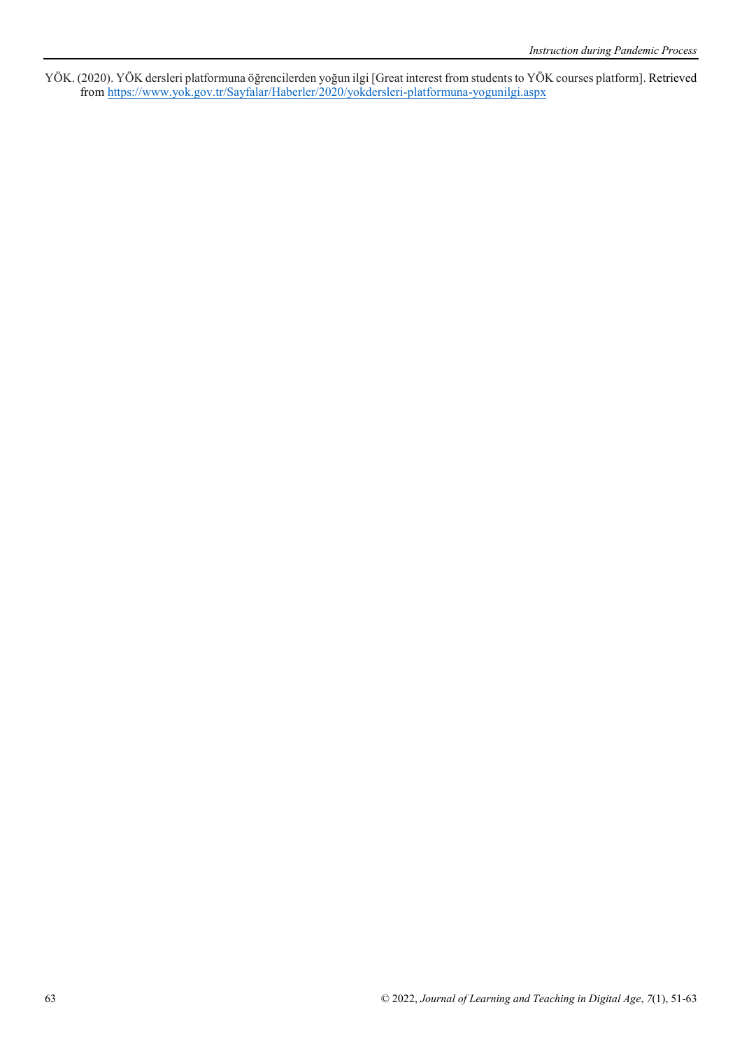YÖK. (2020). YÖK dersleri platformuna öğrencilerden yoğun ilgi [Great interest from students to YÖK courses platform]. Retrieved from https://www.yok.gov.tr/Sayfalar/Haberler/2020/yokdersleri-platformuna-yogunilgi.aspx